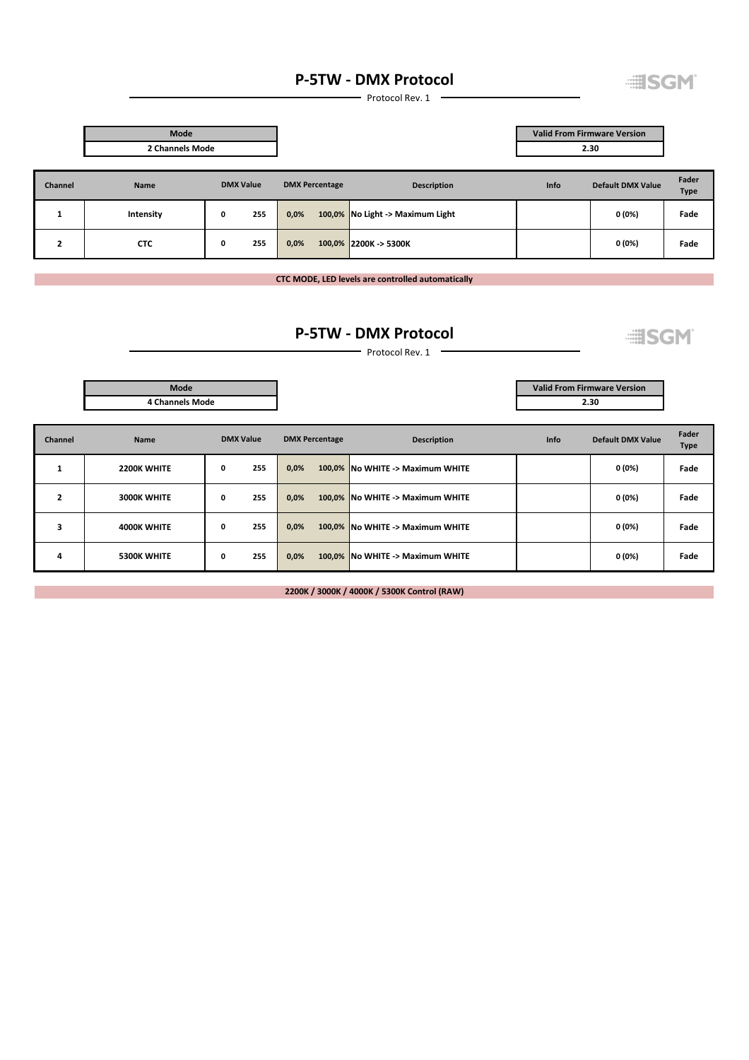# P-5TW - DMX Protocol

Protocol Rev. 1

| Mode |
|---|
| 2 Channels Mode |

| Valid From Firmware Version |
|---|
| 2.30 |

| Channel | Name | DMX Value | | DMX Percentage | | Description | Info | Default DMX Value | Fader Type |
|---|---|---|---|---|---|---|---|---|---|
| 1 | Intensity | 0 | 255 | 0,0% | 100,0% | No Light -> Maximum Light | | 0 (0%) | Fade |
| 2 | CTC | 0 | 255 | 0,0% | 100,0% | 2200K -> 5300K | | 0 (0%) | Fade |

**CTC MODE, LED levels are controlled automatically**

# P-5TW - DMX Protocol

Protocol Rev. 1

| Mode |
|---|
| 4 Channels Mode |

| Valid From Firmware Version |
|---|
| 2.30 |

| Channel | Name | DMX Value | | DMX Percentage | | Description | Info | Default DMX Value | Fader Type |
|---|---|---|---|---|---|---|---|---|---|
| 1 | 2200K WHITE | 0 | 255 | 0,0% | 100,0% | No WHITE -> Maximum WHITE | | 0 (0%) | Fade |
| 2 | 3000K WHITE | 0 | 255 | 0,0% | 100,0% | No WHITE -> Maximum WHITE | | 0 (0%) | Fade |
| 3 | 4000K WHITE | 0 | 255 | 0,0% | 100,0% | No WHITE -> Maximum WHITE | | 0 (0%) | Fade |
| 4 | 5300K WHITE | 0 | 255 | 0,0% | 100,0% | No WHITE -> Maximum WHITE | | 0 (0%) | Fade |

**2200K / 3000K / 4000K / 5300K Control (RAW)**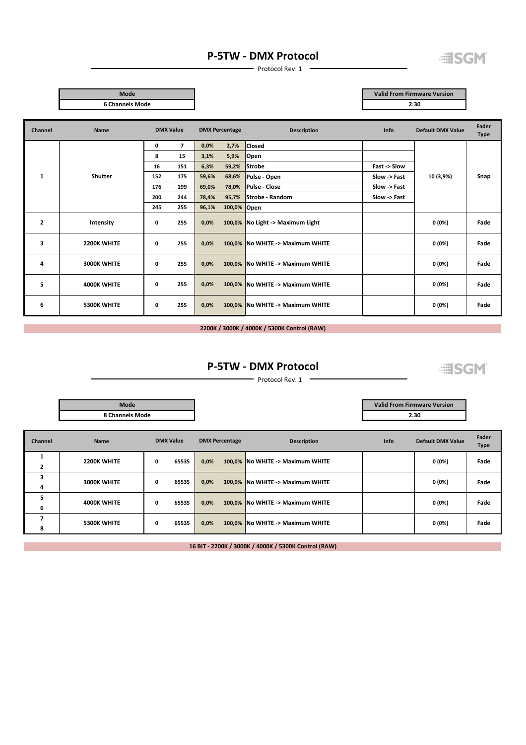# P-5TW - DMX Protocol

Protocol Rev. 1

| Mode |
|---|
| 6 Channels Mode |

| Valid From Firmware Version |
|---|
| 2.30 |

| Channel | Name | DMX Value | | DMX Percentage | | Description | Info | Default DMX Value | Fader Type |
|---|---|---|---|---|---|---|---|---|---|
| 1 | Shutter | 0 | 7 | 0,0% | 2,7% | Closed | | 10 (3,9%) | Snap |
| | | 8 | 15 | 3,1% | 5,9% | Open | | | |
| | | 16 | 151 | 6,3% | 59,2% | Strobe | Fast -> Slow | | |
| | | 152 | 175 | 59,6% | 68,6% | Pulse - Open | Slow -> Fast | | |
| | | 176 | 199 | 69,0% | 78,0% | Pulse - Close | Slow -> Fast | | |
| | | 200 | 244 | 78,4% | 95,7% | Strobe - Random | Slow -> Fast | | |
| | | 245 | 255 | 96,1% | 100,0% | Open | | | |
| 2 | Intensity | 0 | 255 | 0,0% | 100,0% | No Light -> Maximum Light | | 0 (0%) | Fade |
| 3 | 2200K WHITE | 0 | 255 | 0,0% | 100,0% | No WHITE -> Maximum WHITE | | 0 (0%) | Fade |
| 4 | 3000K WHITE | 0 | 255 | 0,0% | 100,0% | No WHITE -> Maximum WHITE | | 0 (0%) | Fade |
| 5 | 4000K WHITE | 0 | 255 | 0,0% | 100,0% | No WHITE -> Maximum WHITE | | 0 (0%) | Fade |
| 6 | 5300K WHITE | 0 | 255 | 0,0% | 100,0% | No WHITE -> Maximum WHITE | | 0 (0%) | Fade |

**2200K / 3000K / 4000K / 5300K Control (RAW)**

# P-5TW - DMX Protocol

Protocol Rev. 1

| Mode |
|---|
| 8 Channels Mode |

| Valid From Firmware Version |
|---|
| 2.30 |

| Channel | Name | DMX Value | | DMX Percentage | | Description | Info | Default DMX Value | Fader Type |
|---|---|---|---|---|---|---|---|---|---|
| 1<br>2 | 2200K WHITE | 0 | 65535 | 0,0% | 100,0% | No WHITE -> Maximum WHITE | | 0 (0%) | Fade |
| 3<br>4 | 3000K WHITE | 0 | 65535 | 0,0% | 100,0% | No WHITE -> Maximum WHITE | | 0 (0%) | Fade |
| 5<br>6 | 4000K WHITE | 0 | 65535 | 0,0% | 100,0% | No WHITE -> Maximum WHITE | | 0 (0%) | Fade |
| 7<br>8 | 5300K WHITE | 0 | 65535 | 0,0% | 100,0% | No WHITE -> Maximum WHITE | | 0 (0%) | Fade |

**16 BIT - 2200K / 3000K / 4000K / 5300K Control (RAW)**